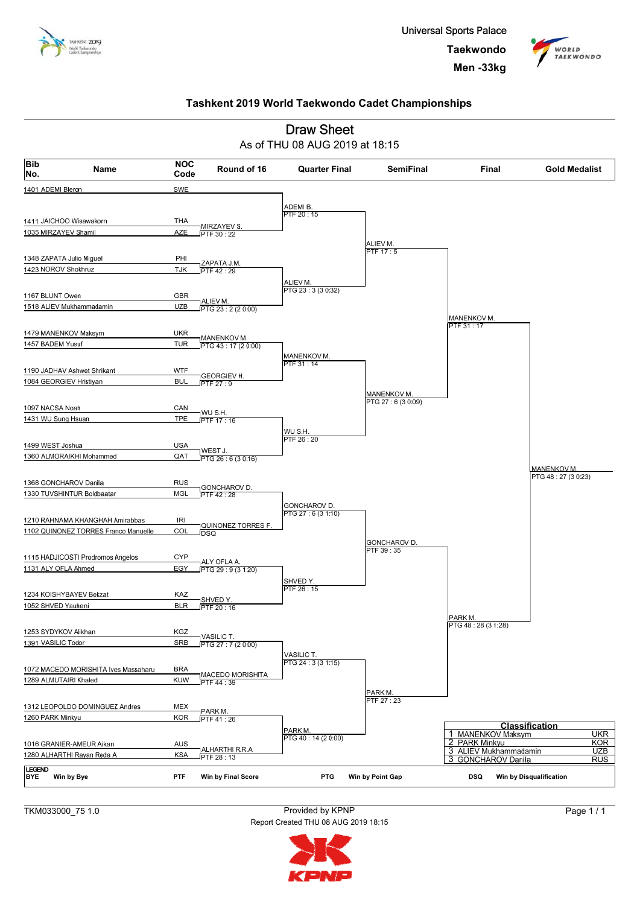Universal Sports Palace

**Taekwondo**

**Men -33kg**

## Tashkent 2019 World Taekwondo Cadet Championships

# Draw Sheet

As of THU 08 AUG 2019 at 18:15

| Bib No. | Name | NOC Code |
|---|---|---|
| 1401 | ADEMI Bleron | SWE |
| 1411 | JAICHOO Wisawakorn | THA |
| 1035 | MIRZAYEV Shamil | AZE |
| 1348 | ZAPATA Julio Miguel | PHI |
| 1423 | NOROV Shokhruz | TJK |
| 1167 | BLUNT Owen | GBR |
| 1518 | ALIEV Mukhammadamin | UZB |
| 1479 | MANENKOV Maksym | UKR |
| 1457 | BADEM Yusuf | TUR |
| 1190 | JADHAV Ashwet Shrikant | WTF |
| 1084 | GEORGIEV Hristiyan | BUL |
| 1097 | NACSA Noah | CAN |
| 1431 | WU Sung Hsuan | TPE |
| 1499 | WEST Joshua | USA |
| 1360 | ALMORAIKHI Mohammed | QAT |
| 1368 | GONCHAROV Danila | RUS |
| 1330 | TUVSHINTUR Boldbaatar | MGL |
| 1210 | RAHNAMA KHANGHAH Amirabbas | IRI |
| 1102 | QUINONEZ TORRES Franco Manuelle | COL |
| 1115 | HADJICOSTI Prodromos Angelos | CYP |
| 1131 | ALY OFLA Ahmed | EGY |
| 1234 | KOISHYBAYEV Bekzat | KAZ |
| 1052 | SHVED Yauheni | BLR |
| 1253 | SYDYKOV Alikhan | KGZ |
| 1391 | VASILIC Todor | SRB |
| 1072 | MACEDO MORISHITA Ives Massaharu | BRA |
| 1289 | ALMUTAIRI Khaled | KUW |
| 1312 | LEOPOLDO DOMINGUEZ Andres | MEX |
| 1260 | PARK Minkyu | KOR |
| 1016 | GRANIER-AMEUR Aikan | AUS |
| 1280 | ALHARTHI Rayan Reda A | KSA |

**Round of 16**

- MIRZAYEV S. — PTF 30 : 22
- ZAPATA J.M. — PTF 42 : 29
- ALIEV M. — PTG 23 : 2 (2 0:00)
- MANENKOV M. — PTG 43 : 17 (2 0:00)
- GEORGIEV H. — PTF 27 : 9
- WU S.H. — PTF 17 : 16
- WEST J. — PTG 26 : 6 (3 0:16)
- GONCHAROV D. — PTF 42 : 28
- QUINONEZ TORRES F. — DSQ
- ALY OFLA A. — PTG 29 : 9 (3 1:20)
- SHVED Y. — PTF 20 : 16
- VASILIC T. — PTG 27 : 7 (2 0:00)
- MACEDO MORISHITA — PTF 44 : 39
- PARK M. — PTF 41 : 26
- ALHARTHI R.R.A — PTF 28 : 13

**Quarter Final**

- ADEMI B. — PTF 20 : 15
- ALIEV M. — PTG 23 : 3 (3 0:32)
- MANENKOV M. — PTF 31 : 14
- WU S.H. — PTF 26 : 20
- GONCHAROV D. — PTG 27 : 6 (3 1:10)
- SHVED Y. — PTF 26 : 15
- VASILIC T. — PTG 24 : 3 (3 1:15)
- PARK M. — PTG 40 : 14 (2 0:00)

**SemiFinal**

- ALIEV M. — PTF 17 : 5
- MANENKOV M. — PTG 27 : 6 (3 0:09)
- GONCHAROV D. — PTF 39 : 35
- PARK M. — PTF 27 : 23

**Final**

- MANENKOV M. — PTF 31 : 17
- PARK M. — PTG 48 : 28 (3 1:28)

**Gold Medalist**

- MANENKOV M. — PTG 48 : 27 (3 0:23)

**Classification**

| | Name | NOC |
|---|---|---|
| 1 | MANENKOV Maksym | UKR |
| 2 | PARK Minkyu | KOR |
| 3 | ALIEV Mukhammadamin | UZB |
| 3 | GONCHAROV Danila | RUS |

**LEGEND**

| BYE | Win by Bye | PTF | Win by Final Score | PTG | Win by Point Gap | DSQ | Win by Disqualification |
|---|---|---|---|---|---|---|---|

TKM033000_75 1.0

Provided by KPNP

Report Created THU 08 AUG 2019 18:15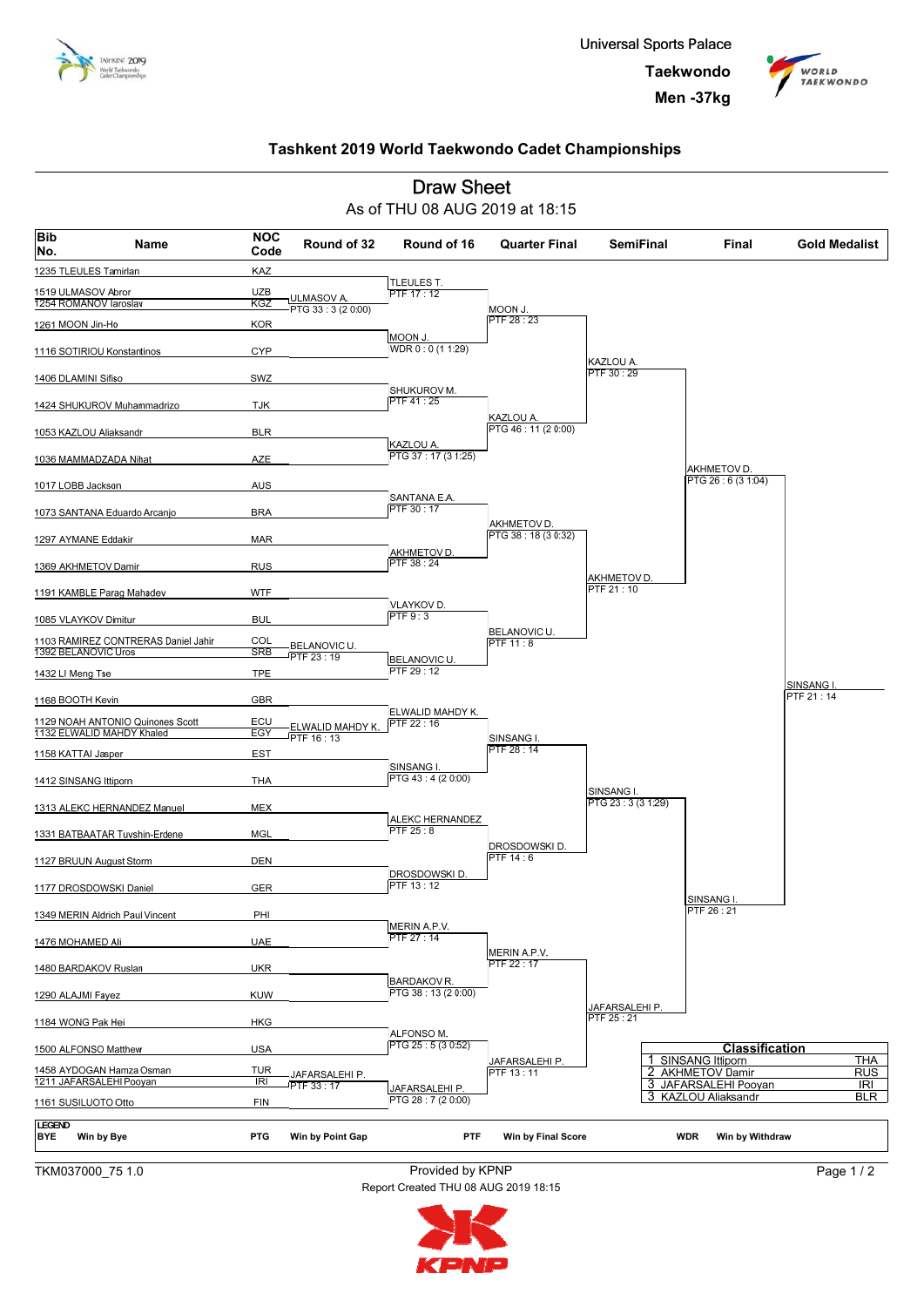Universal Sports Palace

**Taekwondo**

**Men -37kg**

## Tashkent 2019 World Taekwondo Cadet Championships

# Draw Sheet

As of THU 08 AUG 2019 at 18:15

| Bib No. | Name | NOC Code |
|---|---|---|
| 1235 | TLEULES Tamirlan | KAZ |
| 1519 | ULMASOV Abror | UZB |
| 1254 | ROMANOV Iaroslav | KGZ |
| 1261 | MOON Jin-Ho | KOR |
| 1116 | SOTIRIOU Konstantinos | CYP |
| 1406 | DLAMINI Sifiso | SWZ |
| 1424 | SHUKUROV Muhammadrizo | TJK |
| 1053 | KAZLOU Aliaksandr | BLR |
| 1036 | MAMMADZADA Nihat | AZE |
| 1017 | LOBB Jackson | AUS |
| 1073 | SANTANA Eduardo Arcanjo | BRA |
| 1297 | AYMANE Eddakir | MAR |
| 1369 | AKHMETOV Damir | RUS |
| 1191 | KAMBLE Parag Mahadev | WTF |
| 1085 | VLAYKOV Dimitur | BUL |
| 1103 | RAMIREZ CONTRERAS Daniel Jahir | COL |
| 1392 | BELANOVIC Uros | SRB |
| 1432 | LI Meng Tse | TPE |
| 1168 | BOOTH Kevin | GBR |
| 1129 | NOAH ANTONIO Quinones Scott | ECU |
| 1132 | ELWALID MAHDY Khaled | EGY |
| 1158 | KATTAI Jasper | EST |
| 1412 | SINSANG Ittiporn | THA |
| 1313 | ALEKC HERNANDEZ Manuel | MEX |
| 1331 | BATBAATAR Tuvshin-Erdene | MGL |
| 1127 | BRUUN August Storm | DEN |
| 1177 | DROSDOWSKI Daniel | GER |
| 1349 | MERIN Aldrich Paul Vincent | PHI |
| 1476 | MOHAMED Ali | UAE |
| 1480 | BARDAKOV Ruslan | UKR |
| 1290 | ALAJMI Fayez | KUW |
| 1184 | WONG Pak Hei | HKG |
| 1500 | ALFONSO Matthew | USA |
| 1458 | AYDOGAN Hamza Osman | TUR |
| 1211 | JAFARSALEHI Pooyan | IRI |
| 1161 | SUSILUOTO Otto | FIN |

**Round of 32**

- ULMASOV A. — PTG 33 : 3 (2 0:00)
- BELANOVIC U. — PTF 23 : 19
- ELWALID MAHDY K. — PTF 16 : 13
- JAFARSALEHI P. — PTF 33 : 17

**Round of 16**

- TLEULES T. — PTF 17 : 12
- MOON J. — WDR 0 : 0 (1 1:29)
- SHUKUROV M. — PTF 41 : 25
- KAZLOU A. — PTG 37 : 17 (3 1:25)
- SANTANA E.A. — PTF 30 : 17
- AKHMETOV D. — PTF 38 : 24
- VLAYKOV D. — PTF 9 : 3
- BELANOVIC U. — PTF 29 : 12
- ELWALID MAHDY K. — PTF 22 : 16
- SINSANG I. — PTG 43 : 4 (2 0:00)
- ALEKC HERNANDEZ — PTF 25 : 8
- DROSDOWSKI D. — PTF 13 : 12
- MERIN A.P.V. — PTF 27 : 14
- BARDAKOV R. — PTG 38 : 13 (2 0:00)
- ALFONSO M. — PTG 25 : 5 (3 0:52)
- JAFARSALEHI P. — PTG 28 : 7 (2 0:00)

**Quarter Final**

- MOON J. — PTF 28 : 23
- KAZLOU A. — PTG 46 : 11 (2 0:00)
- AKHMETOV D. — PTG 38 : 18 (3 0:32)
- BELANOVIC U. — PTF 11 : 8
- SINSANG I. — PTF 28 : 14
- DROSDOWSKI D. — PTF 14 : 6
- MERIN A.P.V. — PTF 22 : 17
- JAFARSALEHI P. — PTF 13 : 11

**SemiFinal**

- KAZLOU A. — PTF 30 : 29
- AKHMETOV D. — PTF 21 : 10
- SINSANG I. — PTG 23 : 3 (3 1:29)
- JAFARSALEHI P. — PTF 25 : 21

**Final**

- AKHMETOV D. — PTG 26 : 6 (3 1:04)
- SINSANG I. — PTF 26 : 21

**Gold Medalist**

- SINSANG I. — PTF 21 : 14

| Classification | | |
|---|---|---|
| 1 | SINSANG Ittiporn | THA |
| 2 | AKHMETOV Damir | RUS |
| 3 | JAFARSALEHI Pooyan | IRI |
| 3 | KAZLOU Aliaksandr | BLR |

**LEGEND**

| BYE | Win by Bye | PTG | Win by Point Gap | PTF | Win by Final Score | WDR | Win by Withdraw |
|---|---|---|---|---|---|---|---|

TKM037000_75 1.0

Provided by KPNP

Report Created THU 08 AUG 2019 18:15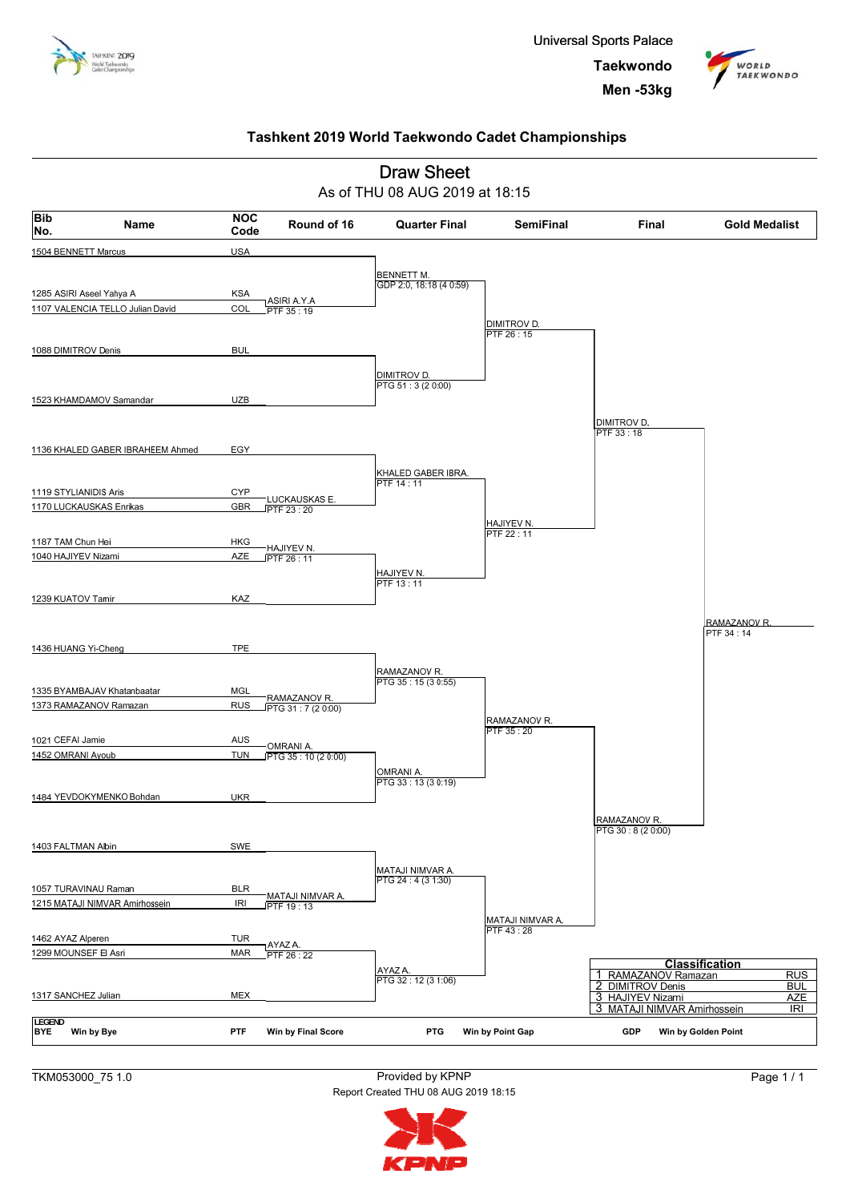Universal Sports Palace

**Taekwondo**

**Men -53kg**

## Tashkent 2019 World Taekwondo Cadet Championships

# Draw Sheet

As of THU 08 AUG 2019 at 18:15

| Bib No. | Name | NOC Code |
|---|---|---|
| 1504 | BENNETT Marcus | USA |
| 1285 | ASIRI Aseel Yahya A | KSA |
| 1107 | VALENCIA TELLO Julian David | COL |
| 1088 | DIMITROV Denis | BUL |
| 1523 | KHAMDAMOV Samandar | UZB |
| 1136 | KHALED GABER IBRAHEEM Ahmed | EGY |
| 1119 | STYLIANIDIS Aris | CYP |
| 1170 | LUCKAUSKAS Enrikas | GBR |
| 1187 | TAM Chun Hei | HKG |
| 1040 | HAJIYEV Nizami | AZE |
| 1239 | KUATOV Tamir | KAZ |
| 1436 | HUANG Yi-Cheng | TPE |
| 1335 | BYAMBAJAV Khatanbaatar | MGL |
| 1373 | RAMAZANOV Ramazan | RUS |
| 1021 | CEFAI Jamie | AUS |
| 1452 | OMRANI Ayoub | TUN |
| 1484 | YEVDOKYMENKO Bohdan | UKR |
| 1403 | FALTMAN Albin | SWE |
| 1057 | TURAVINAU Raman | BLR |
| 1215 | MATAJI NIMVAR Amirhossein | IRI |
| 1462 | AYAZ Alperen | TUR |
| 1299 | MOUNSEF El Asri | MAR |
| 1317 | SANCHEZ Julian | MEX |

**Round of 16**

- ASIRI A.Y.A — PTF 35 : 19
- LUCKAUSKAS E. — PTF 23 : 20
- HAJIYEV N. — PTF 26 : 11
- RAMAZANOV R. — PTG 31 : 7 (2 0:00)
- OMRANI A. — PTG 35 : 10 (2 0:00)
- MATAJI NIMVAR A. — PTF 19 : 13
- AYAZ A. — PTF 26 : 22

**Quarter Final**

- BENNETT M. — GDP 2:0, 18:18 (4 0:59)
- DIMITROV D. — PTG 51 : 3 (2 0:00)
- KHALED GABER IBRA. — PTF 14 : 11
- HAJIYEV N. — PTF 13 : 11
- RAMAZANOV R. — PTG 35 : 15 (3 0:55)
- OMRANI A. — PTG 33 : 13 (3 0:19)
- MATAJI NIMVAR A. — PTG 24 : 4 (3 1:30)
- AYAZ A. — PTG 32 : 12 (3 1:06)

**SemiFinal**

- DIMITROV D. — PTF 26 : 15
- HAJIYEV N. — PTF 22 : 11
- RAMAZANOV R. — PTF 35 : 20
- MATAJI NIMVAR A. — PTF 43 : 28

**Final**

- DIMITROV D. — PTF 33 : 18
- RAMAZANOV R. — PTG 30 : 8 (2 0:00)

**Gold Medalist**

- RAMAZANOV R. — PTF 34 : 14

**Classification**

| | | |
|---|---|---|
| 1 | RAMAZANOV Ramazan | RUS |
| 2 | DIMITROV Denis | BUL |
| 3 | HAJIYEV Nizami | AZE |
| 3 | MATAJI NIMVAR Amirhossein | IRI |

**LEGEND**

| | | | | | | | |
|---|---|---|---|---|---|---|---|
| BYE | Win by Bye | PTF | Win by Final Score | PTG | Win by Point Gap | GDP | Win by Golden Point |

TKM053000_75 1.0

Provided by KPNP

Report Created THU 08 AUG 2019 18:15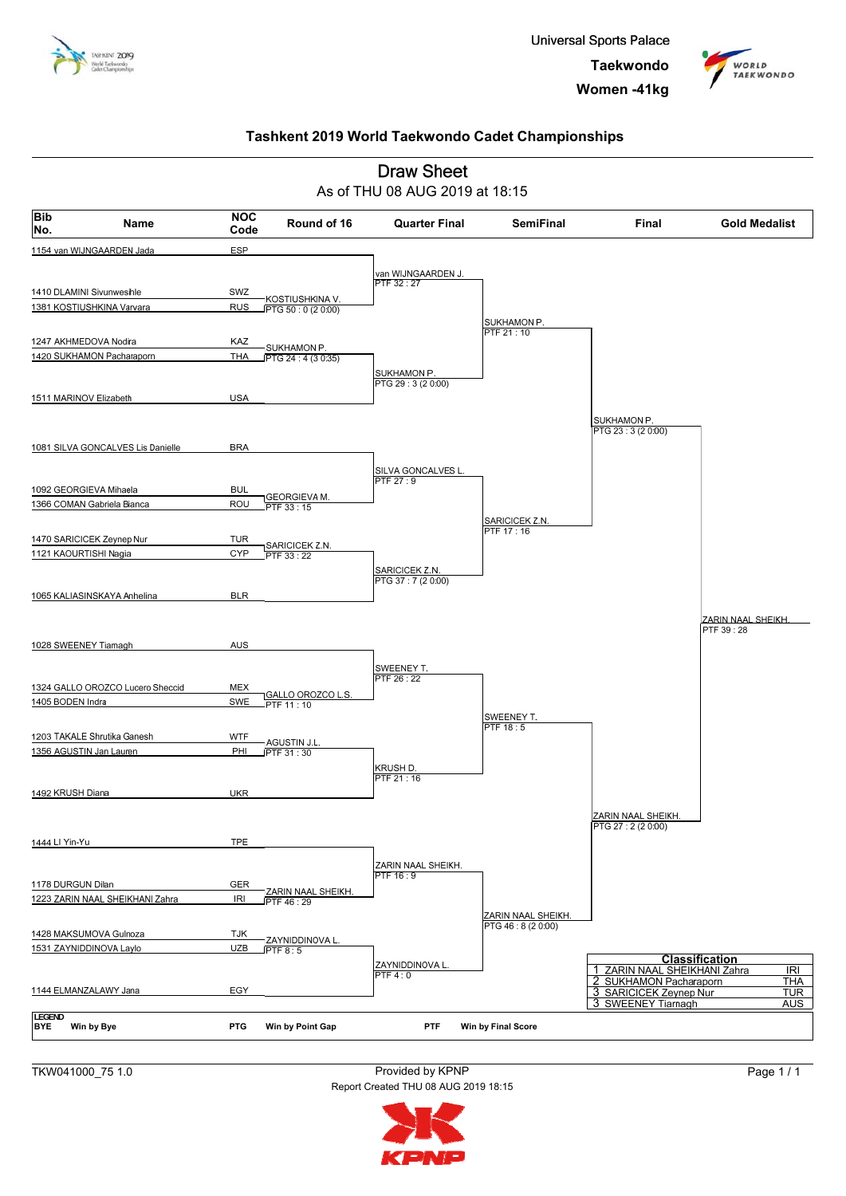Universal Sports Palace

**Taekwondo**

**Women -41kg**

## Tashkent 2019 World Taekwondo Cadet Championships

# Draw Sheet

As of THU 08 AUG 2019 at 18:15

| Bib No. | Name | NOC Code |
|---|---|---|
| 1154 | van WIJNGAARDEN Jada | ESP |
| 1410 | DLAMINI Sivunweshle | SWZ |
| 1381 | KOSTIUSHKINA Varvara | RUS |
| 1247 | AKHMEDOVA Nodira | KAZ |
| 1420 | SUKHAMON Pacharaporn | THA |
| 1511 | MARINOV Elizabeth | USA |
| 1081 | SILVA GONCALVES Lis Danielle | BRA |
| 1092 | GEORGIEVA Mihaela | BUL |
| 1366 | COMAN Gabriela Bianca | ROU |
| 1470 | SARICICEK Zeynep Nur | TUR |
| 1121 | KAOURTISHI Nagia | CYP |
| 1065 | KALIASINSKAYA Anhelina | BLR |
| 1028 | SWEENEY Tiarnagh | AUS |
| 1324 | GALLO OROZCO Lucero Sheccid | MEX |
| 1405 | BODEN Indra | SWE |
| 1203 | TAKALE Shrutika Ganesh | WTF |
| 1356 | AGUSTIN Jan Lauren | PHI |
| 1492 | KRUSH Diana | UKR |
| 1444 | LI Yin-Yu | TPE |
| 1178 | DURGUN Dilan | GER |
| 1223 | ZARIN NAAL SHEIKHANI Zahra | IRI |
| 1428 | MAKSUMOVA Gulnoza | TJK |
| 1531 | ZAYNIDDINOVA Laylo | UZB |
| 1144 | ELMANZALAWY Jana | EGY |

**Round of 16**

- KOSTIUSHKINA V. PTG 50 : 0 (2 0:00)
- SUKHAMON P. PTG 24 : 4 (3 0:35)
- GEORGIEVA M. PTF 33 : 15
- SARICICEK Z.N. PTF 33 : 22
- GALLO OROZCO L.S. PTF 11 : 10
- AGUSTIN J.L. PTF 31 : 30
- ZARIN NAAL SHEIKH. PTF 46 : 29
- ZAYNIDDINOVA L. PTF 8 : 5

**Quarter Final**

- van WIJNGAARDEN J. PTF 32 : 27
- SUKHAMON P. PTG 29 : 3 (2 0:00)
- SILVA GONCALVES L. PTF 27 : 9
- SARICICEK Z.N. PTG 37 : 7 (2 0:00)
- SWEENEY T. PTF 26 : 22
- KRUSH D. PTF 21 : 16
- ZARIN NAAL SHEIKH. PTF 16 : 9
- ZAYNIDDINOVA L. PTF 4 : 0

**SemiFinal**

- SUKHAMON P. PTF 21 : 10
- SARICICEK Z.N. PTF 17 : 16
- SWEENEY T. PTF 18 : 5
- ZARIN NAAL SHEIKH. PTG 46 : 8 (2 0:00)

**Final**

- SUKHAMON P. PTG 23 : 3 (2 0:00)
- ZARIN NAAL SHEIKH. PTG 27 : 2 (2 0:00)

**Gold Medalist**

- ZARIN NAAL SHEIKH. PTF 39 : 28

**Classification**

| Rank | Name | NOC |
|---|---|---|
| 1 | ZARIN NAAL SHEIKHANI Zahra | IRI |
| 2 | SUKHAMON Pacharaporn | THA |
| 3 | SARICICEK Zeynep Nur | TUR |
| 3 | SWEENEY Tiarnagh | AUS |

**LEGEND**

| Code | Meaning |
|---|---|
| BYE | Win by Bye |
| PTG | Win by Point Gap |
| PTF | Win by Final Score |

TKW041000_75 1.0

Provided by KPNP

Report Created THU 08 AUG 2019 18:15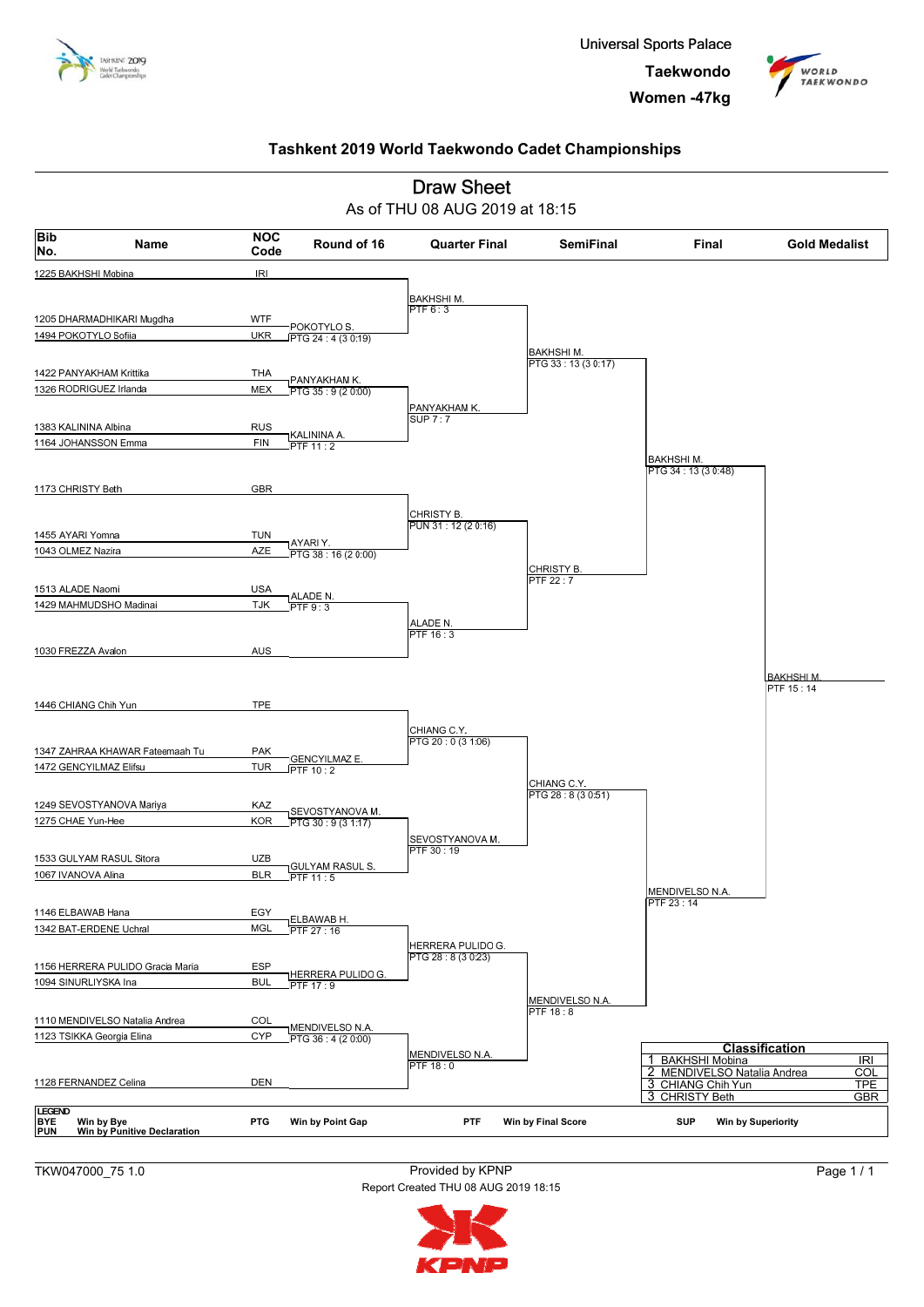Universal Sports Palace

**Taekwondo**

**Women -47kg**

## Tashkent 2019 World Taekwondo Cadet Championships

# Draw Sheet

As of THU 08 AUG 2019 at 18:15

| Bib No. | Name | NOC Code |
|---|---|---|
| 1225 | BAKHSHI Mobina | IRI |
| 1205 | DHARMADHIKARI Mugdha | WTF |
| 1494 | POKOTYLO Sofiia | UKR |
| 1422 | PANYAKHAM Krittika | THA |
| 1326 | RODRIGUEZ Irlanda | MEX |
| 1383 | KALININA Albina | RUS |
| 1164 | JOHANSSON Emma | FIN |
| 1173 | CHRISTY Beth | GBR |
| 1455 | AYARI Yomna | TUN |
| 1043 | OLMEZ Nazira | AZE |
| 1513 | ALADE Naomi | USA |
| 1429 | MAHMUDSHO Madinai | TJK |
| 1030 | FREZZA Avalon | AUS |
| 1446 | CHIANG Chih Yun | TPE |
| 1347 | ZAHRAA KHAWAR Fateemaah Tu | PAK |
| 1472 | GENCYILMAZ Elifsu | TUR |
| 1249 | SEVOSTYANOVA Mariya | KAZ |
| 1275 | CHAE Yun-Hee | KOR |
| 1533 | GULYAM RASUL Sitora | UZB |
| 1067 | IVANOVA Alina | BLR |
| 1146 | ELBAWAB Hana | EGY |
| 1342 | BAT-ERDENE Uchral | MGL |
| 1156 | HERRERA PULIDO Gracia Maria | ESP |
| 1094 | SINURLIYSKA Ina | BUL |
| 1110 | MENDIVELSO Natalia Andrea | COL |
| 1123 | TSIKKA Georgia Elina | CYP |
| 1128 | FERNANDEZ Celina | DEN |

**Round of 16**

- POKOTYLO S. — PTG 24 : 4 (3 0:19)
- PANYAKHAM K. — PTG 35 : 9 (2 0:00)
- KALININA A. — PTF 11 : 2
- AYARI Y. — PTG 38 : 16 (2 0:00)
- ALADE N. — PTF 9 : 3
- GENCYILMAZ E. — PTF 10 : 2
- SEVOSTYANOVA M. — PTG 30 : 9 (3 1:17)
- GULYAM RASUL S. — PTF 11 : 5
- ELBAWAB H. — PTF 27 : 16
- HERRERA PULIDO G. — PTF 17 : 9
- MENDIVELSO N.A. — PTG 36 : 4 (2 0:00)

**Quarter Final**

- BAKHSHI M. — PTF 6 : 3
- PANYAKHAM K. — SUP 7 : 7
- CHRISTY B. — PUN 31 : 12 (2 0:16)
- ALADE N. — PTF 16 : 3
- CHIANG C.Y. — PTG 20 : 0 (3 1:06)
- SEVOSTYANOVA M. — PTF 30 : 19
- HERRERA PULIDO G. — PTG 28 : 8 (3 0:23)
- MENDIVELSO N.A. — PTF 18 : 0

**SemiFinal**

- BAKHSHI M. — PTG 33 : 13 (3 0:17)
- CHRISTY B. — PTF 22 : 7
- CHIANG C.Y. — PTG 28 : 8 (3 0:51)
- MENDIVELSO N.A. — PTF 18 : 8

**Final**

- BAKHSHI M. — PTG 34 : 13 (3 0:48)
- MENDIVELSO N.A. — PTF 23 : 14

**Gold Medalist**

- BAKHSHI M. — PTF 15 : 14

### Classification

| | | |
|---|---|---|
| 1 | BAKHSHI Mobina | IRI |
| 2 | MENDIVELSO Natalia Andrea | COL |
| 3 | CHIANG Chih Yun | TPE |
| 3 | CHRISTY Beth | GBR |

**LEGEND**

| | | | |
|---|---|---|---|
| BYE | Win by Bye | PTG | Win by Point Gap |
| PUN | Win by Punitive Declaration | PTF | Win by Final Score |
| | | SUP | Win by Superiority |

TKW047000_75 1.0

Provided by KPNP

Report Created THU 08 AUG 2019 18:15